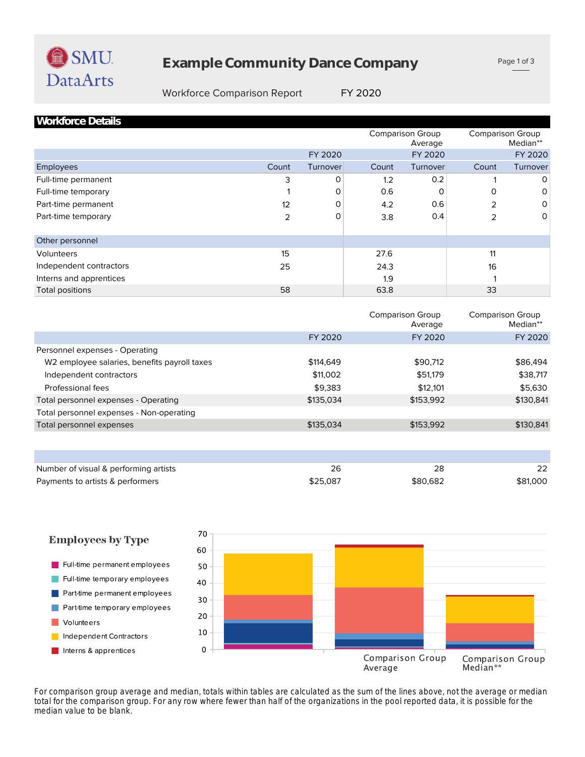# Example Community Dance Company

Workforce Comparison Report FY 2020

## Workforce Details

| Employees | FY 2020 Count | FY 2020 Turnover | Comparison Group Average FY 2020 Count | Comparison Group Average FY 2020 Turnover | Comparison Group Median** FY 2020 Count | Comparison Group Median** FY 2020 Turnover |
|---|---|---|---|---|---|---|
| Full-time permanent | 3 | 0 | 1.2 | 0.2 | 1 | 0 |
| Full-time temporary | 1 | 0 | 0.6 | 0 | 0 | 0 |
| Part-time permanent | 12 | 0 | 4.2 | 0.6 | 2 | 0 |
| Part-time temporary | 2 | 0 | 3.8 | 0.4 | 2 | 0 |
| **Other personnel** | | | | | | |
| Volunteers | 15 | | 27.6 | | 11 | |
| Independent contractors | 25 | | 24.3 | | 16 | |
| Interns and apprentices | | | 1.9 | | 1 | |
| Total positions | 58 | | 63.8 | | 33 | |

| | FY 2020 | Comparison Group Average FY 2020 | Comparison Group Median** FY 2020 |
|---|---|---|---|
| Personnel expenses - Operating | | | |
| W2 employee salaries, benefits payroll taxes | $114,649 | $90,712 | $86,494 |
| Independent contractors | $11,002 | $51,179 | $38,717 |
| Professional fees | $9,383 | $12,101 | $5,630 |
| Total personnel expenses - Operating | $135,034 | $153,992 | $130,841 |
| Total personnel expenses - Non-operating | | | |
| Total personnel expenses | $135,034 | $153,992 | $130,841 |

| | FY 2020 | Comparison Group Average FY 2020 | Comparison Group Median** FY 2020 |
|---|---|---|---|
| Number of visual & performing artists | 26 | 28 | 22 |
| Payments to artists & performers | $25,087 | $80,682 | $81,000 |

### Employees by Type

- Full-time permanent employees
- Full-time temporary employees
- Part-time permanent employees
- Part-time temporary employees
- Volunteers
- Independent Contractors
- Interns & apprentices

For comparison group average and median, totals within tables are calculated as the sum of the lines above, not the average or median total for the comparison group. For any row where fewer than half of the organizations in the pool reported data, it is possible for the median value to be blank.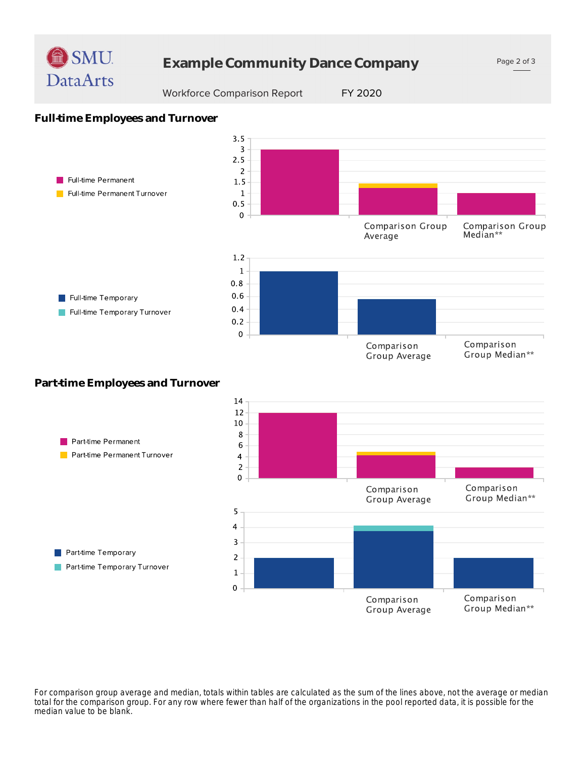## Full-time Employees and Turnover

- Full-time Permanent
- Full-time Permanent Turnover

3.5
3
2.5
2
1.5
1
0.5
0

Comparison Group Average

Comparison Group Median**

- Full-time Temporary
- Full-time Temporary Turnover

1.2
1
0.8
0.6
0.4
0.2
0

Comparison Group Average

Comparison Group Median**

## Part-time Employees and Turnover

- Part-time Permanent
- Part-time Permanent Turnover

14
12
10
8
6
4
2
0

Comparison Group Average

Comparison Group Median**

- Part-time Temporary
- Part-time Temporary Turnover

5
4
3
2
1
0

Comparison Group Average

Comparison Group Median**

For comparison group average and median, totals within tables are calculated as the sum of the lines above, not the average or median total for the comparison group. For any row where fewer than half of the organizations in the pool reported data, it is possible for the median value to be blank.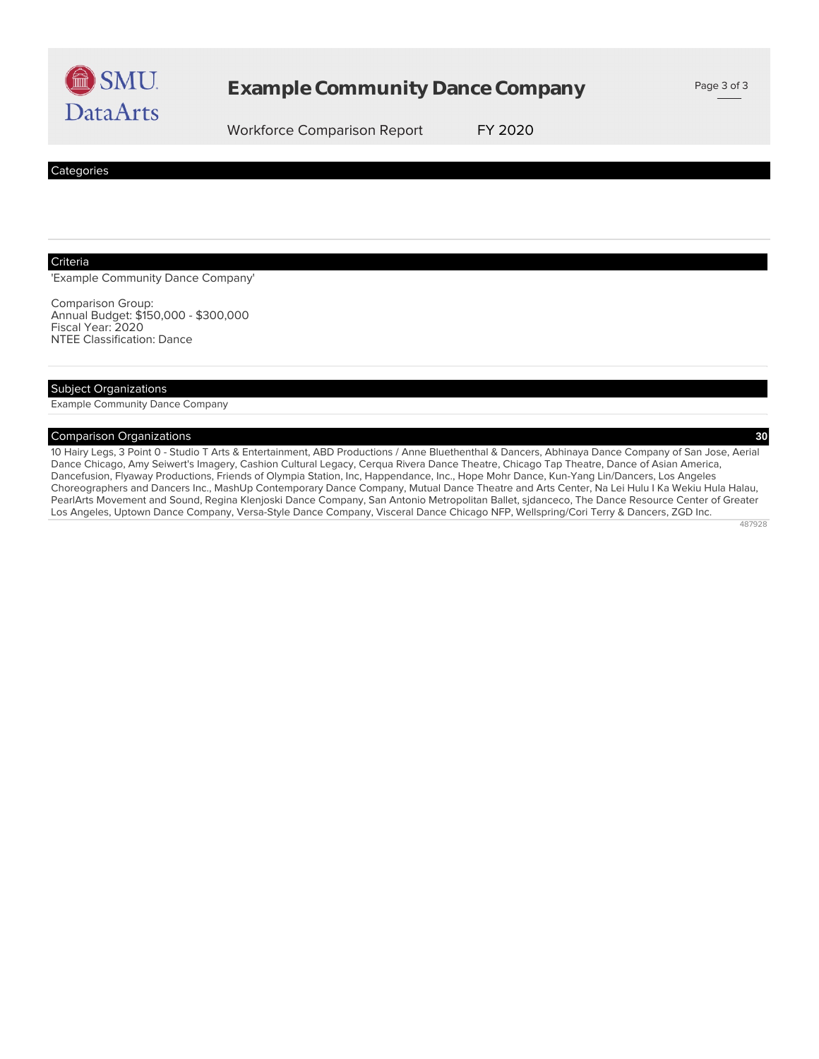## Categories

## Criteria

'Example Community Dance Company'

Comparison Group:
Annual Budget: $150,000 - $300,000
Fiscal Year: 2020
NTEE Classification: Dance

## Subject Organizations

Example Community Dance Company

## Comparison Organizations **30**

10 Hairy Legs, 3 Point 0 - Studio T Arts & Entertainment, ABD Productions / Anne Bluethenthal & Dancers, Abhinaya Dance Company of San Jose, Aerial Dance Chicago, Amy Seiwert's Imagery, Cashion Cultural Legacy, Cerqua Rivera Dance Theatre, Chicago Tap Theatre, Dance of Asian America, Dancefusion, Flyaway Productions, Friends of Olympia Station, Inc, Happendance, Inc., Hope Mohr Dance, Kun-Yang Lin/Dancers, Los Angeles Choreographers and Dancers Inc., MashUp Contemporary Dance Company, Mutual Dance Theatre and Arts Center, Na Lei Hulu I Ka Wekiu Hula Halau, PearlArts Movement and Sound, Regina Klenjoski Dance Company, San Antonio Metropolitan Ballet, sjdanceco, The Dance Resource Center of Greater Los Angeles, Uptown Dance Company, Versa-Style Dance Company, Visceral Dance Chicago NFP, Wellspring/Cori Terry & Dancers, ZGD Inc.

487928